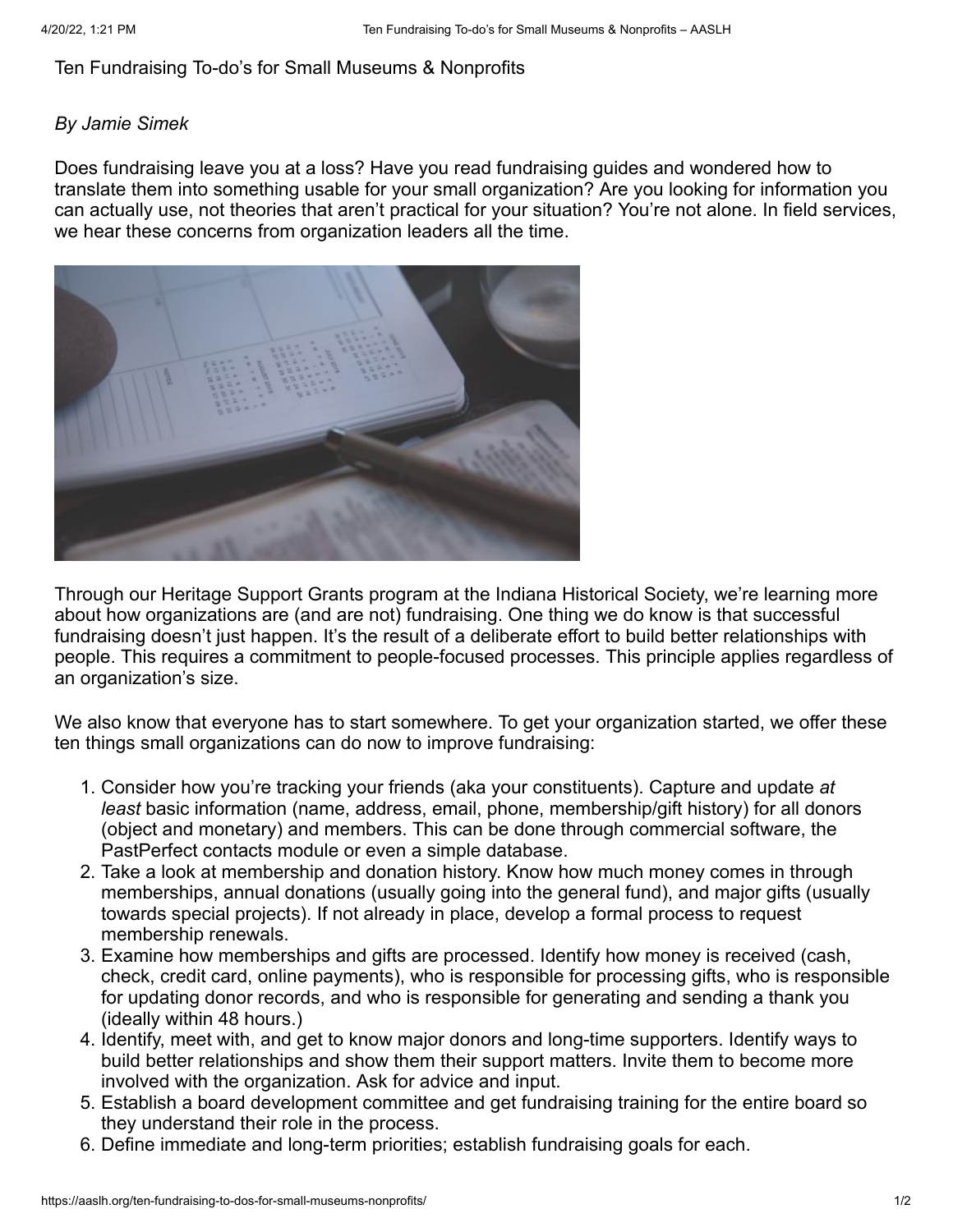# Ten Fundraising To-do's for Small Museums & Nonprofits

*By Jamie Simek*

Does fundraising leave you at a loss? Have you read fundraising guides and wondered how to translate them into something usable for your small organization? Are you looking for information you can actually use, not theories that aren't practical for your situation? You're not alone. In field services, we hear these concerns from organization leaders all the time.

Through our Heritage Support Grants program at the Indiana Historical Society, we're learning more about how organizations are (and are not) fundraising. One thing we do know is that successful fundraising doesn't just happen. It's the result of a deliberate effort to build better relationships with people. This requires a commitment to people-focused processes. This principle applies regardless of an organization's size.

We also know that everyone has to start somewhere. To get your organization started, we offer these ten things small organizations can do now to improve fundraising:

1. Consider how you're tracking your friends (aka your constituents). Capture and update *at least* basic information (name, address, email, phone, membership/gift history) for all donors (object and monetary) and members. This can be done through commercial software, the PastPerfect contacts module or even a simple database.
2. Take a look at membership and donation history. Know how much money comes in through memberships, annual donations (usually going into the general fund), and major gifts (usually towards special projects). If not already in place, develop a formal process to request membership renewals.
3. Examine how memberships and gifts are processed. Identify how money is received (cash, check, credit card, online payments), who is responsible for processing gifts, who is responsible for updating donor records, and who is responsible for generating and sending a thank you (ideally within 48 hours.)
4. Identify, meet with, and get to know major donors and long-time supporters. Identify ways to build better relationships and show them their support matters. Invite them to become more involved with the organization. Ask for advice and input.
5. Establish a board development committee and get fundraising training for the entire board so they understand their role in the process.
6. Define immediate and long-term priorities; establish fundraising goals for each.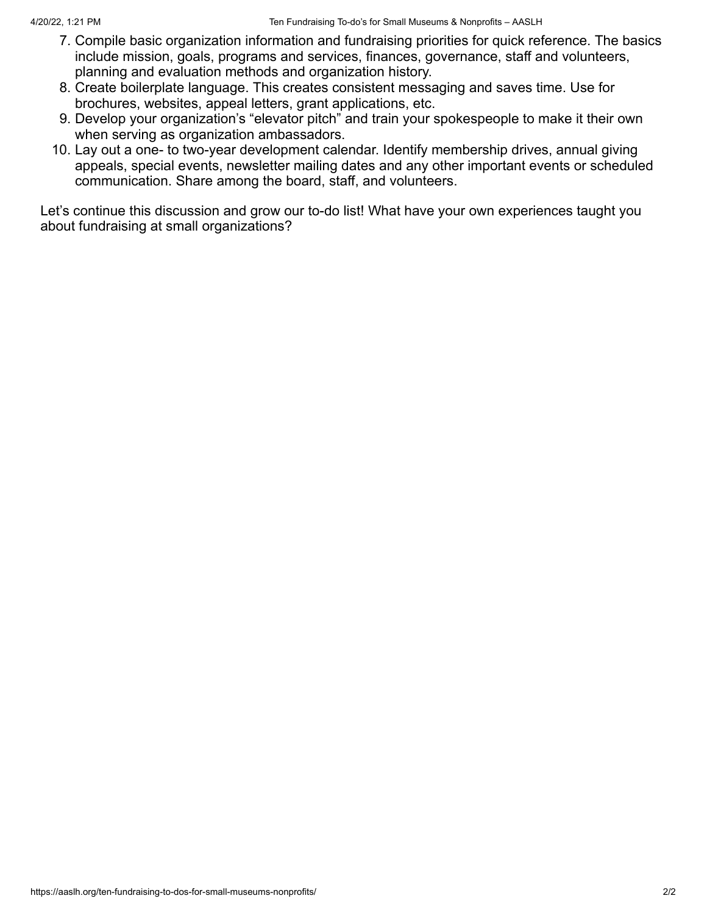7. Compile basic organization information and fundraising priorities for quick reference. The basics include mission, goals, programs and services, finances, governance, staff and volunteers, planning and evaluation methods and organization history.
8. Create boilerplate language. This creates consistent messaging and saves time. Use for brochures, websites, appeal letters, grant applications, etc.
9. Develop your organization's "elevator pitch" and train your spokespeople to make it their own when serving as organization ambassadors.
10. Lay out a one- to two-year development calendar. Identify membership drives, annual giving appeals, special events, newsletter mailing dates and any other important events or scheduled communication. Share among the board, staff, and volunteers.

Let's continue this discussion and grow our to-do list! What have your own experiences taught you about fundraising at small organizations?